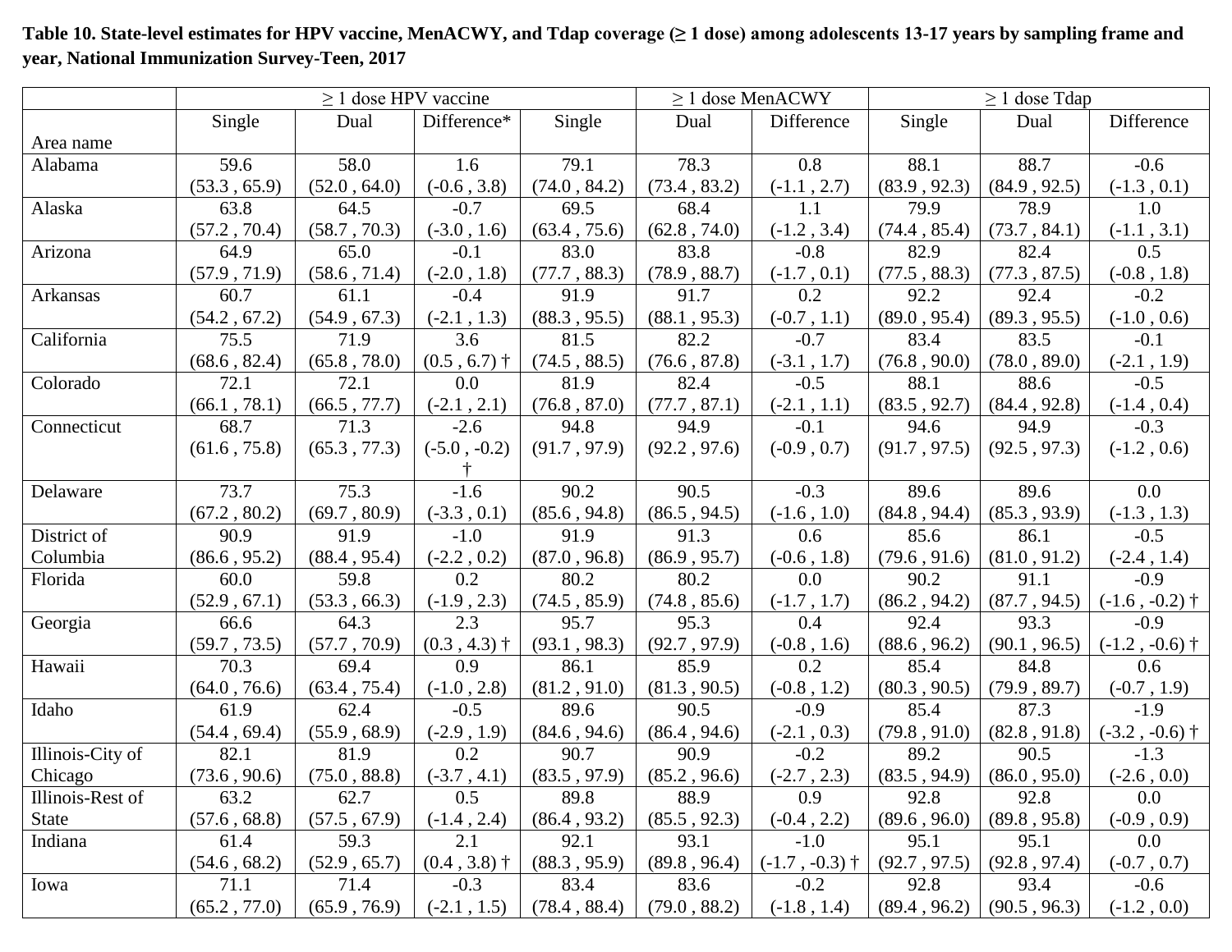**Table 10. State-level estimates for HPV vaccine, MenACWY, and Tdap coverage (≥ 1 dose) among adolescents 13-17 years by sampling frame and year, National Immunization Survey-Teen, 2017**

| | ≥ 1 dose HPV vaccine | | | ≥ 1 dose MenACWY | | | ≥ 1 dose Tdap | | |
|---|---|---|---|---|---|---|---|---|---|
| Area name | Single | Dual | Difference* | Single | Dual | Difference | Single | Dual | Difference |
| Alabama | 59.6 (53.3 , 65.9) | 58.0 (52.0 , 64.0) | 1.6 (-0.6 , 3.8) | 79.1 (74.0 , 84.2) | 78.3 (73.4 , 83.2) | 0.8 (-1.1 , 2.7) | 88.1 (83.9 , 92.3) | 88.7 (84.9 , 92.5) | -0.6 (-1.3 , 0.1) |
| Alaska | 63.8 (57.2 , 70.4) | 64.5 (58.7 , 70.3) | -0.7 (-3.0 , 1.6) | 69.5 (63.4 , 75.6) | 68.4 (62.8 , 74.0) | 1.1 (-1.2 , 3.4) | 79.9 (74.4 , 85.4) | 78.9 (73.7 , 84.1) | 1.0 (-1.1 , 3.1) |
| Arizona | 64.9 (57.9 , 71.9) | 65.0 (58.6 , 71.4) | -0.1 (-2.0 , 1.8) | 83.0 (77.7 , 88.3) | 83.8 (78.9 , 88.7) | -0.8 (-1.7 , 0.1) | 82.9 (77.5 , 88.3) | 82.4 (77.3 , 87.5) | 0.5 (-0.8 , 1.8) |
| Arkansas | 60.7 (54.2 , 67.2) | 61.1 (54.9 , 67.3) | -0.4 (-2.1 , 1.3) | 91.9 (88.3 , 95.5) | 91.7 (88.1 , 95.3) | 0.2 (-0.7 , 1.1) | 92.2 (89.0 , 95.4) | 92.4 (89.3 , 95.5) | -0.2 (-1.0 , 0.6) |
| California | 75.5 (68.6 , 82.4) | 71.9 (65.8 , 78.0) | 3.6 (0.5 , 6.7) † | 81.5 (74.5 , 88.5) | 82.2 (76.6 , 87.8) | -0.7 (-3.1 , 1.7) | 83.4 (76.8 , 90.0) | 83.5 (78.0 , 89.0) | -0.1 (-2.1 , 1.9) |
| Colorado | 72.1 (66.1 , 78.1) | 72.1 (66.5 , 77.7) | 0.0 (-2.1 , 2.1) | 81.9 (76.8 , 87.0) | 82.4 (77.7 , 87.1) | -0.5 (-2.1 , 1.1) | 88.1 (83.5 , 92.7) | 88.6 (84.4 , 92.8) | -0.5 (-1.4 , 0.4) |
| Connecticut | 68.7 (61.6 , 75.8) | 71.3 (65.3 , 77.3) | -2.6 (-5.0 , -0.2) † | 94.8 (91.7 , 97.9) | 94.9 (92.2 , 97.6) | -0.1 (-0.9 , 0.7) | 94.6 (91.7 , 97.5) | 94.9 (92.5 , 97.3) | -0.3 (-1.2 , 0.6) |
| Delaware | 73.7 (67.2 , 80.2) | 75.3 (69.7 , 80.9) | -1.6 (-3.3 , 0.1) | 90.2 (85.6 , 94.8) | 90.5 (86.5 , 94.5) | -0.3 (-1.6 , 1.0) | 89.6 (84.8 , 94.4) | 89.6 (85.3 , 93.9) | 0.0 (-1.3 , 1.3) |
| District of Columbia | 90.9 (86.6 , 95.2) | 91.9 (88.4 , 95.4) | -1.0 (-2.2 , 0.2) | 91.9 (87.0 , 96.8) | 91.3 (86.9 , 95.7) | 0.6 (-0.6 , 1.8) | 85.6 (79.6 , 91.6) | 86.1 (81.0 , 91.2) | -0.5 (-2.4 , 1.4) |
| Florida | 60.0 (52.9 , 67.1) | 59.8 (53.3 , 66.3) | 0.2 (-1.9 , 2.3) | 80.2 (74.5 , 85.9) | 80.2 (74.8 , 85.6) | 0.0 (-1.7 , 1.7) | 90.2 (86.2 , 94.2) | 91.1 (87.7 , 94.5) | -0.9 (-1.6 , -0.2) † |
| Georgia | 66.6 (59.7 , 73.5) | 64.3 (57.7 , 70.9) | 2.3 (0.3 , 4.3) † | 95.7 (93.1 , 98.3) | 95.3 (92.7 , 97.9) | 0.4 (-0.8 , 1.6) | 92.4 (88.6 , 96.2) | 93.3 (90.1 , 96.5) | -0.9 (-1.2 , -0.6) † |
| Hawaii | 70.3 (64.0 , 76.6) | 69.4 (63.4 , 75.4) | 0.9 (-1.0 , 2.8) | 86.1 (81.2 , 91.0) | 85.9 (81.3 , 90.5) | 0.2 (-0.8 , 1.2) | 85.4 (80.3 , 90.5) | 84.8 (79.9 , 89.7) | 0.6 (-0.7 , 1.9) |
| Idaho | 61.9 (54.4 , 69.4) | 62.4 (55.9 , 68.9) | -0.5 (-2.9 , 1.9) | 89.6 (84.6 , 94.6) | 90.5 (86.4 , 94.6) | -0.9 (-2.1 , 0.3) | 85.4 (79.8 , 91.0) | 87.3 (82.8 , 91.8) | -1.9 (-3.2 , -0.6) † |
| Illinois-City of Chicago | 82.1 (73.6 , 90.6) | 81.9 (75.0 , 88.8) | 0.2 (-3.7 , 4.1) | 90.7 (83.5 , 97.9) | 90.9 (85.2 , 96.6) | -0.2 (-2.7 , 2.3) | 89.2 (83.5 , 94.9) | 90.5 (86.0 , 95.0) | -1.3 (-2.6 , 0.0) |
| Illinois-Rest of State | 63.2 (57.6 , 68.8) | 62.7 (57.5 , 67.9) | 0.5 (-1.4 , 2.4) | 89.8 (86.4 , 93.2) | 88.9 (85.5 , 92.3) | 0.9 (-0.4 , 2.2) | 92.8 (89.6 , 96.0) | 92.8 (89.8 , 95.8) | 0.0 (-0.9 , 0.9) |
| Indiana | 61.4 (54.6 , 68.2) | 59.3 (52.9 , 65.7) | 2.1 (0.4 , 3.8) † | 92.1 (88.3 , 95.9) | 93.1 (89.8 , 96.4) | -1.0 (-1.7 , -0.3) † | 95.1 (92.7 , 97.5) | 95.1 (92.8 , 97.4) | 0.0 (-0.7 , 0.7) |
| Iowa | 71.1 (65.2 , 77.0) | 71.4 (65.9 , 76.9) | -0.3 (-2.1 , 1.5) | 83.4 (78.4 , 88.4) | 83.6 (79.0 , 88.2) | -0.2 (-1.8 , 1.4) | 92.8 (89.4 , 96.2) | 93.4 (90.5 , 96.3) | -0.6 (-1.2 , 0.0) |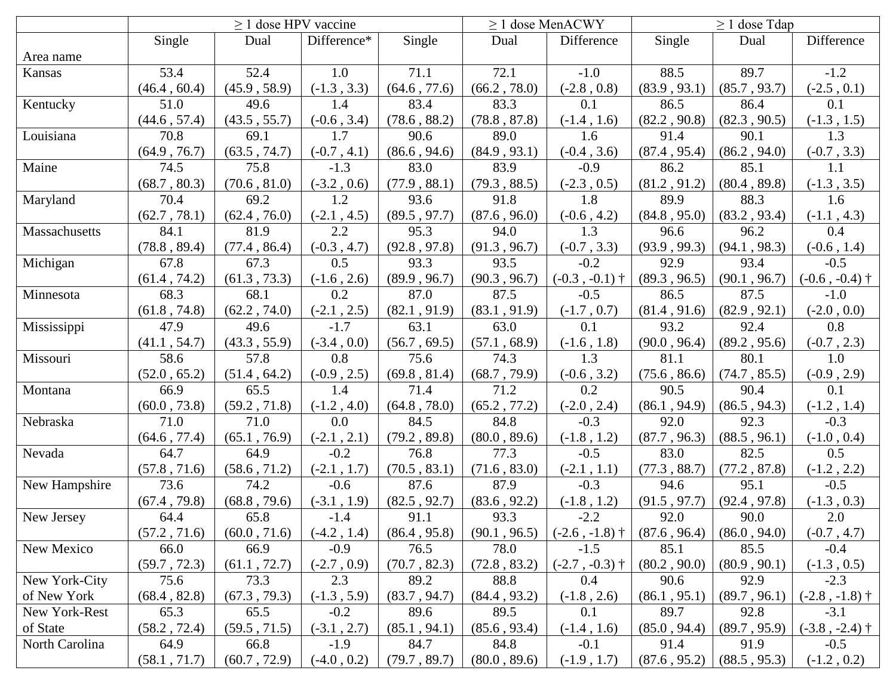| Area name | ≥ 1 dose HPV vaccine | | | ≥ 1 dose MenACWY | | | ≥ 1 dose Tdap | | |
|---|---|---|---|---|---|---|---|---|---|
| | Single | Dual | Difference* | Single | Dual | Difference | Single | Dual | Difference |
| Kansas | 53.4 (46.4 , 60.4) | 52.4 (45.9 , 58.9) | 1.0 (-1.3 , 3.3) | 71.1 (64.6 , 77.6) | 72.1 (66.2 , 78.0) | -1.0 (-2.8 , 0.8) | 88.5 (83.9 , 93.1) | 89.7 (85.7 , 93.7) | -1.2 (-2.5 , 0.1) |
| Kentucky | 51.0 (44.6 , 57.4) | 49.6 (43.5 , 55.7) | 1.4 (-0.6 , 3.4) | 83.4 (78.6 , 88.2) | 83.3 (78.8 , 87.8) | 0.1 (-1.4 , 1.6) | 86.5 (82.2 , 90.8) | 86.4 (82.3 , 90.5) | 0.1 (-1.3 , 1.5) |
| Louisiana | 70.8 (64.9 , 76.7) | 69.1 (63.5 , 74.7) | 1.7 (-0.7 , 4.1) | 90.6 (86.6 , 94.6) | 89.0 (84.9 , 93.1) | 1.6 (-0.4 , 3.6) | 91.4 (87.4 , 95.4) | 90.1 (86.2 , 94.0) | 1.3 (-0.7 , 3.3) |
| Maine | 74.5 (68.7 , 80.3) | 75.8 (70.6 , 81.0) | -1.3 (-3.2 , 0.6) | 83.0 (77.9 , 88.1) | 83.9 (79.3 , 88.5) | -0.9 (-2.3 , 0.5) | 86.2 (81.2 , 91.2) | 85.1 (80.4 , 89.8) | 1.1 (-1.3 , 3.5) |
| Maryland | 70.4 (62.7 , 78.1) | 69.2 (62.4 , 76.0) | 1.2 (-2.1 , 4.5) | 93.6 (89.5 , 97.7) | 91.8 (87.6 , 96.0) | 1.8 (-0.6 , 4.2) | 89.9 (84.8 , 95.0) | 88.3 (83.2 , 93.4) | 1.6 (-1.1 , 4.3) |
| Massachusetts | 84.1 (78.8 , 89.4) | 81.9 (77.4 , 86.4) | 2.2 (-0.3 , 4.7) | 95.3 (92.8 , 97.8) | 94.0 (91.3 , 96.7) | 1.3 (-0.7 , 3.3) | 96.6 (93.9 , 99.3) | 96.2 (94.1 , 98.3) | 0.4 (-0.6 , 1.4) |
| Michigan | 67.8 (61.4 , 74.2) | 67.3 (61.3 , 73.3) | 0.5 (-1.6 , 2.6) | 93.3 (89.9 , 96.7) | 93.5 (90.3 , 96.7) | -0.2 (-0.3 , -0.1) † | 92.9 (89.3 , 96.5) | 93.4 (90.1 , 96.7) | -0.5 (-0.6 , -0.4) † |
| Minnesota | 68.3 (61.8 , 74.8) | 68.1 (62.2 , 74.0) | 0.2 (-2.1 , 2.5) | 87.0 (82.1 , 91.9) | 87.5 (83.1 , 91.9) | -0.5 (-1.7 , 0.7) | 86.5 (81.4 , 91.6) | 87.5 (82.9 , 92.1) | -1.0 (-2.0 , 0.0) |
| Mississippi | 47.9 (41.1 , 54.7) | 49.6 (43.3 , 55.9) | -1.7 (-3.4 , 0.0) | 63.1 (56.7 , 69.5) | 63.0 (57.1 , 68.9) | 0.1 (-1.6 , 1.8) | 93.2 (90.0 , 96.4) | 92.4 (89.2 , 95.6) | 0.8 (-0.7 , 2.3) |
| Missouri | 58.6 (52.0 , 65.2) | 57.8 (51.4 , 64.2) | 0.8 (-0.9 , 2.5) | 75.6 (69.8 , 81.4) | 74.3 (68.7 , 79.9) | 1.3 (-0.6 , 3.2) | 81.1 (75.6 , 86.6) | 80.1 (74.7 , 85.5) | 1.0 (-0.9 , 2.9) |
| Montana | 66.9 (60.0 , 73.8) | 65.5 (59.2 , 71.8) | 1.4 (-1.2 , 4.0) | 71.4 (64.8 , 78.0) | 71.2 (65.2 , 77.2) | 0.2 (-2.0 , 2.4) | 90.5 (86.1 , 94.9) | 90.4 (86.5 , 94.3) | 0.1 (-1.2 , 1.4) |
| Nebraska | 71.0 (64.6 , 77.4) | 71.0 (65.1 , 76.9) | 0.0 (-2.1 , 2.1) | 84.5 (79.2 , 89.8) | 84.8 (80.0 , 89.6) | -0.3 (-1.8 , 1.2) | 92.0 (87.7 , 96.3) | 92.3 (88.5 , 96.1) | -0.3 (-1.0 , 0.4) |
| Nevada | 64.7 (57.8 , 71.6) | 64.9 (58.6 , 71.2) | -0.2 (-2.1 , 1.7) | 76.8 (70.5 , 83.1) | 77.3 (71.6 , 83.0) | -0.5 (-2.1 , 1.1) | 83.0 (77.3 , 88.7) | 82.5 (77.2 , 87.8) | 0.5 (-1.2 , 2.2) |
| New Hampshire | 73.6 (67.4 , 79.8) | 74.2 (68.8 , 79.6) | -0.6 (-3.1 , 1.9) | 87.6 (82.5 , 92.7) | 87.9 (83.6 , 92.2) | -0.3 (-1.8 , 1.2) | 94.6 (91.5 , 97.7) | 95.1 (92.4 , 97.8) | -0.5 (-1.3 , 0.3) |
| New Jersey | 64.4 (57.2 , 71.6) | 65.8 (60.0 , 71.6) | -1.4 (-4.2 , 1.4) | 91.1 (86.4 , 95.8) | 93.3 (90.1 , 96.5) | -2.2 (-2.6 , -1.8) † | 92.0 (87.6 , 96.4) | 90.0 (86.0 , 94.0) | 2.0 (-0.7 , 4.7) |
| New Mexico | 66.0 (59.7 , 72.3) | 66.9 (61.1 , 72.7) | -0.9 (-2.7 , 0.9) | 76.5 (70.7 , 82.3) | 78.0 (72.8 , 83.2) | -1.5 (-2.7 , -0.3) † | 85.1 (80.2 , 90.0) | 85.5 (80.9 , 90.1) | -0.4 (-1.3 , 0.5) |
| New York-City of New York | 75.6 (68.4 , 82.8) | 73.3 (67.3 , 79.3) | 2.3 (-1.3 , 5.9) | 89.2 (83.7 , 94.7) | 88.8 (84.4 , 93.2) | 0.4 (-1.8 , 2.6) | 90.6 (86.1 , 95.1) | 92.9 (89.7 , 96.1) | -2.3 (-2.8 , -1.8) † |
| New York-Rest of State | 65.3 (58.2 , 72.4) | 65.5 (59.5 , 71.5) | -0.2 (-3.1 , 2.7) | 89.6 (85.1 , 94.1) | 89.5 (85.6 , 93.4) | 0.1 (-1.4 , 1.6) | 89.7 (85.0 , 94.4) | 92.8 (89.7 , 95.9) | -3.1 (-3.8 , -2.4) † |
| North Carolina | 64.9 (58.1 , 71.7) | 66.8 (60.7 , 72.9) | -1.9 (-4.0 , 0.2) | 84.7 (79.7 , 89.7) | 84.8 (80.0 , 89.6) | -0.1 (-1.9 , 1.7) | 91.4 (87.6 , 95.2) | 91.9 (88.5 , 95.3) | -0.5 (-1.2 , 0.2) |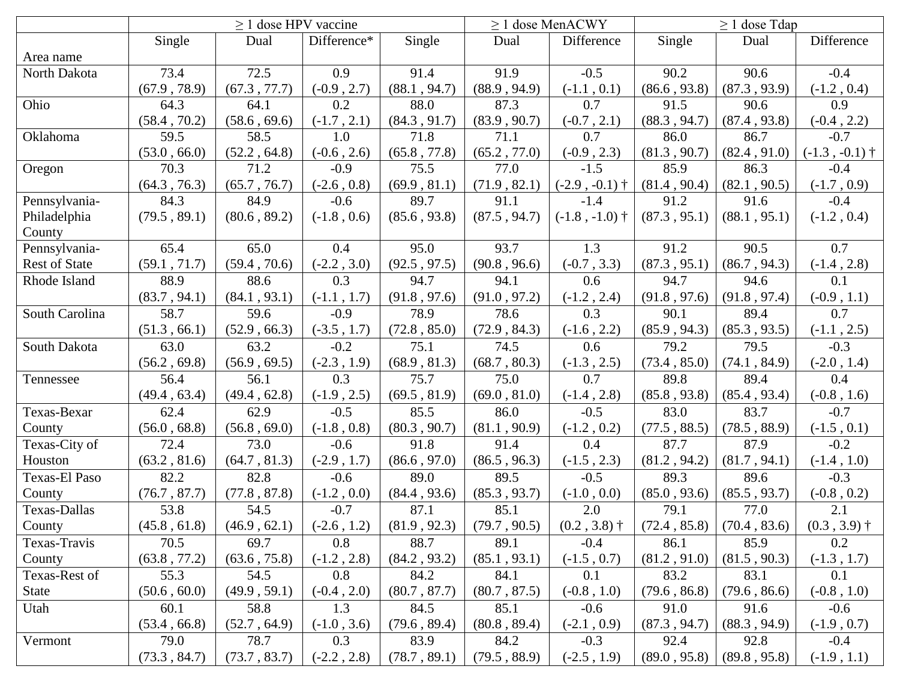| Area name | ≥ 1 dose HPV vaccine | | | ≥ 1 dose MenACWY | | | ≥ 1 dose Tdap | | |
|---|---|---|---|---|---|---|---|---|---|
| | Single | Dual | Difference* | Single | Dual | Difference | Single | Dual | Difference |
| North Dakota | 73.4 (67.9 , 78.9) | 72.5 (67.3 , 77.7) | 0.9 (-0.9 , 2.7) | 91.4 (88.1 , 94.7) | 91.9 (88.9 , 94.9) | -0.5 (-1.1 , 0.1) | 90.2 (86.6 , 93.8) | 90.6 (87.3 , 93.9) | -0.4 (-1.2 , 0.4) |
| Ohio | 64.3 (58.4 , 70.2) | 64.1 (58.6 , 69.6) | 0.2 (-1.7 , 2.1) | 88.0 (84.3 , 91.7) | 87.3 (83.9 , 90.7) | 0.7 (-0.7 , 2.1) | 91.5 (88.3 , 94.7) | 90.6 (87.4 , 93.8) | 0.9 (-0.4 , 2.2) |
| Oklahoma | 59.5 (53.0 , 66.0) | 58.5 (52.2 , 64.8) | 1.0 (-0.6 , 2.6) | 71.8 (65.8 , 77.8) | 71.1 (65.2 , 77.0) | 0.7 (-0.9 , 2.3) | 86.0 (81.3 , 90.7) | 86.7 (82.4 , 91.0) | -0.7 (-1.3 , -0.1) † |
| Oregon | 70.3 (64.3 , 76.3) | 71.2 (65.7 , 76.7) | -0.9 (-2.6 , 0.8) | 75.5 (69.9 , 81.1) | 77.0 (71.9 , 82.1) | -1.5 (-2.9 , -0.1) † | 85.9 (81.4 , 90.4) | 86.3 (82.1 , 90.5) | -0.4 (-1.7 , 0.9) |
| Pennsylvania-Philadelphia County | 84.3 (79.5 , 89.1) | 84.9 (80.6 , 89.2) | -0.6 (-1.8 , 0.6) | 89.7 (85.6 , 93.8) | 91.1 (87.5 , 94.7) | -1.4 (-1.8 , -1.0) † | 91.2 (87.3 , 95.1) | 91.6 (88.1 , 95.1) | -0.4 (-1.2 , 0.4) |
| Pennsylvania-Rest of State | 65.4 (59.1 , 71.7) | 65.0 (59.4 , 70.6) | 0.4 (-2.2 , 3.0) | 95.0 (92.5 , 97.5) | 93.7 (90.8 , 96.6) | 1.3 (-0.7 , 3.3) | 91.2 (87.3 , 95.1) | 90.5 (86.7 , 94.3) | 0.7 (-1.4 , 2.8) |
| Rhode Island | 88.9 (83.7 , 94.1) | 88.6 (84.1 , 93.1) | 0.3 (-1.1 , 1.7) | 94.7 (91.8 , 97.6) | 94.1 (91.0 , 97.2) | 0.6 (-1.2 , 2.4) | 94.7 (91.8 , 97.6) | 94.6 (91.8 , 97.4) | 0.1 (-0.9 , 1.1) |
| South Carolina | 58.7 (51.3 , 66.1) | 59.6 (52.9 , 66.3) | -0.9 (-3.5 , 1.7) | 78.9 (72.8 , 85.0) | 78.6 (72.9 , 84.3) | 0.3 (-1.6 , 2.2) | 90.1 (85.9 , 94.3) | 89.4 (85.3 , 93.5) | 0.7 (-1.1 , 2.5) |
| South Dakota | 63.0 (56.2 , 69.8) | 63.2 (56.9 , 69.5) | -0.2 (-2.3 , 1.9) | 75.1 (68.9 , 81.3) | 74.5 (68.7 , 80.3) | 0.6 (-1.3 , 2.5) | 79.2 (73.4 , 85.0) | 79.5 (74.1 , 84.9) | -0.3 (-2.0 , 1.4) |
| Tennessee | 56.4 (49.4 , 63.4) | 56.1 (49.4 , 62.8) | 0.3 (-1.9 , 2.5) | 75.7 (69.5 , 81.9) | 75.0 (69.0 , 81.0) | 0.7 (-1.4 , 2.8) | 89.8 (85.8 , 93.8) | 89.4 (85.4 , 93.4) | 0.4 (-0.8 , 1.6) |
| Texas-Bexar County | 62.4 (56.0 , 68.8) | 62.9 (56.8 , 69.0) | -0.5 (-1.8 , 0.8) | 85.5 (80.3 , 90.7) | 86.0 (81.1 , 90.9) | -0.5 (-1.2 , 0.2) | 83.0 (77.5 , 88.5) | 83.7 (78.5 , 88.9) | -0.7 (-1.5 , 0.1) |
| Texas-City of Houston | 72.4 (63.2 , 81.6) | 73.0 (64.7 , 81.3) | -0.6 (-2.9 , 1.7) | 91.8 (86.6 , 97.0) | 91.4 (86.5 , 96.3) | 0.4 (-1.5 , 2.3) | 87.7 (81.2 , 94.2) | 87.9 (81.7 , 94.1) | -0.2 (-1.4 , 1.0) |
| Texas-El Paso County | 82.2 (76.7 , 87.7) | 82.8 (77.8 , 87.8) | -0.6 (-1.2 , 0.0) | 89.0 (84.4 , 93.6) | 89.5 (85.3 , 93.7) | -0.5 (-1.0 , 0.0) | 89.3 (85.0 , 93.6) | 89.6 (85.5 , 93.7) | -0.3 (-0.8 , 0.2) |
| Texas-Dallas County | 53.8 (45.8 , 61.8) | 54.5 (46.9 , 62.1) | -0.7 (-2.6 , 1.2) | 87.1 (81.9 , 92.3) | 85.1 (79.7 , 90.5) | 2.0 (0.2 , 3.8) † | 79.1 (72.4 , 85.8) | 77.0 (70.4 , 83.6) | 2.1 (0.3 , 3.9) † |
| Texas-Travis County | 70.5 (63.8 , 77.2) | 69.7 (63.6 , 75.8) | 0.8 (-1.2 , 2.8) | 88.7 (84.2 , 93.2) | 89.1 (85.1 , 93.1) | -0.4 (-1.5 , 0.7) | 86.1 (81.2 , 91.0) | 85.9 (81.5 , 90.3) | 0.2 (-1.3 , 1.7) |
| Texas-Rest of State | 55.3 (50.6 , 60.0) | 54.5 (49.9 , 59.1) | 0.8 (-0.4 , 2.0) | 84.2 (80.7 , 87.7) | 84.1 (80.7 , 87.5) | 0.1 (-0.8 , 1.0) | 83.2 (79.6 , 86.8) | 83.1 (79.6 , 86.6) | 0.1 (-0.8 , 1.0) |
| Utah | 60.1 (53.4 , 66.8) | 58.8 (52.7 , 64.9) | 1.3 (-1.0 , 3.6) | 84.5 (79.6 , 89.4) | 85.1 (80.8 , 89.4) | -0.6 (-2.1 , 0.9) | 91.0 (87.3 , 94.7) | 91.6 (88.3 , 94.9) | -0.6 (-1.9 , 0.7) |
| Vermont | 79.0 (73.3 , 84.7) | 78.7 (73.7 , 83.7) | 0.3 (-2.2 , 2.8) | 83.9 (78.7 , 89.1) | 84.2 (79.5 , 88.9) | -0.3 (-2.5 , 1.9) | 92.4 (89.0 , 95.8) | 92.8 (89.8 , 95.8) | -0.4 (-1.9 , 1.1) |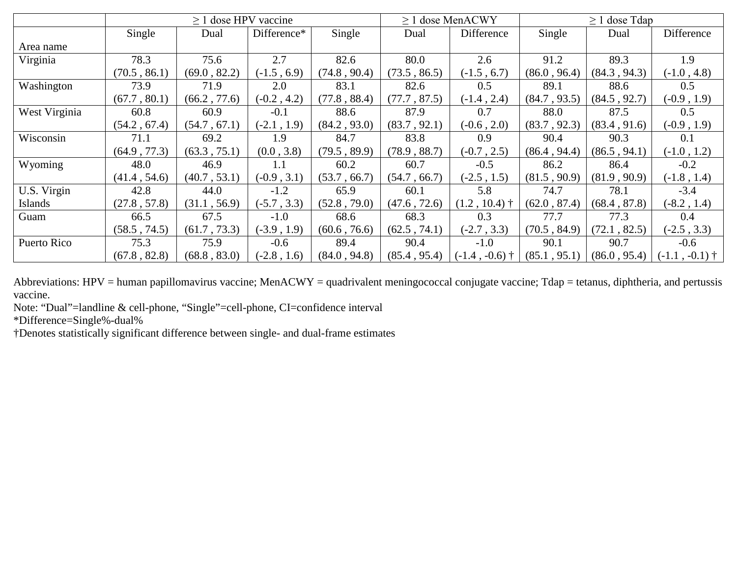| Area name | ≥ 1 dose HPV vaccine | | | ≥ 1 dose MenACWY | | | ≥ 1 dose Tdap | | |
|---|---|---|---|---|---|---|---|---|---|
| | Single | Dual | Difference* | Single | Dual | Difference | Single | Dual | Difference |
| Virginia | 78.3 (70.5 , 86.1) | 75.6 (69.0 , 82.2) | 2.7 (-1.5 , 6.9) | 82.6 (74.8 , 90.4) | 80.0 (73.5 , 86.5) | 2.6 (-1.5 , 6.7) | 91.2 (86.0 , 96.4) | 89.3 (84.3 , 94.3) | 1.9 (-1.0 , 4.8) |
| Washington | 73.9 (67.7 , 80.1) | 71.9 (66.2 , 77.6) | 2.0 (-0.2 , 4.2) | 83.1 (77.8 , 88.4) | 82.6 (77.7 , 87.5) | 0.5 (-1.4 , 2.4) | 89.1 (84.7 , 93.5) | 88.6 (84.5 , 92.7) | 0.5 (-0.9 , 1.9) |
| West Virginia | 60.8 (54.2 , 67.4) | 60.9 (54.7 , 67.1) | -0.1 (-2.1 , 1.9) | 88.6 (84.2 , 93.0) | 87.9 (83.7 , 92.1) | 0.7 (-0.6 , 2.0) | 88.0 (83.7 , 92.3) | 87.5 (83.4 , 91.6) | 0.5 (-0.9 , 1.9) |
| Wisconsin | 71.1 (64.9 , 77.3) | 69.2 (63.3 , 75.1) | 1.9 (0.0 , 3.8) | 84.7 (79.5 , 89.9) | 83.8 (78.9 , 88.7) | 0.9 (-0.7 , 2.5) | 90.4 (86.4 , 94.4) | 90.3 (86.5 , 94.1) | 0.1 (-1.0 , 1.2) |
| Wyoming | 48.0 (41.4 , 54.6) | 46.9 (40.7 , 53.1) | 1.1 (-0.9 , 3.1) | 60.2 (53.7 , 66.7) | 60.7 (54.7 , 66.7) | -0.5 (-2.5 , 1.5) | 86.2 (81.5 , 90.9) | 86.4 (81.9 , 90.9) | -0.2 (-1.8 , 1.4) |
| U.S. Virgin Islands | 42.8 (27.8 , 57.8) | 44.0 (31.1 , 56.9) | -1.2 (-5.7 , 3.3) | 65.9 (52.8 , 79.0) | 60.1 (47.6 , 72.6) | 5.8 (1.2 , 10.4) † | 74.7 (62.0 , 87.4) | 78.1 (68.4 , 87.8) | -3.4 (-8.2 , 1.4) |
| Guam | 66.5 (58.5 , 74.5) | 67.5 (61.7 , 73.3) | -1.0 (-3.9 , 1.9) | 68.6 (60.6 , 76.6) | 68.3 (62.5 , 74.1) | 0.3 (-2.7 , 3.3) | 77.7 (70.5 , 84.9) | 77.3 (72.1 , 82.5) | 0.4 (-2.5 , 3.3) |
| Puerto Rico | 75.3 (67.8 , 82.8) | 75.9 (68.8 , 83.0) | -0.6 (-2.8 , 1.6) | 89.4 (84.0 , 94.8) | 90.4 (85.4 , 95.4) | -1.0 (-1.4 , -0.6) † | 90.1 (85.1 , 95.1) | 90.7 (86.0 , 95.4) | -0.6 (-1.1 , -0.1) † |

Abbreviations: HPV = human papillomavirus vaccine; MenACWY = quadrivalent meningococcal conjugate vaccine; Tdap = tetanus, diphtheria, and pertussis vaccine.

Note: "Dual"=landline & cell-phone, "Single"=cell-phone, CI=confidence interval

*Difference=Single%-dual%

†Denotes statistically significant difference between single- and dual-frame estimates